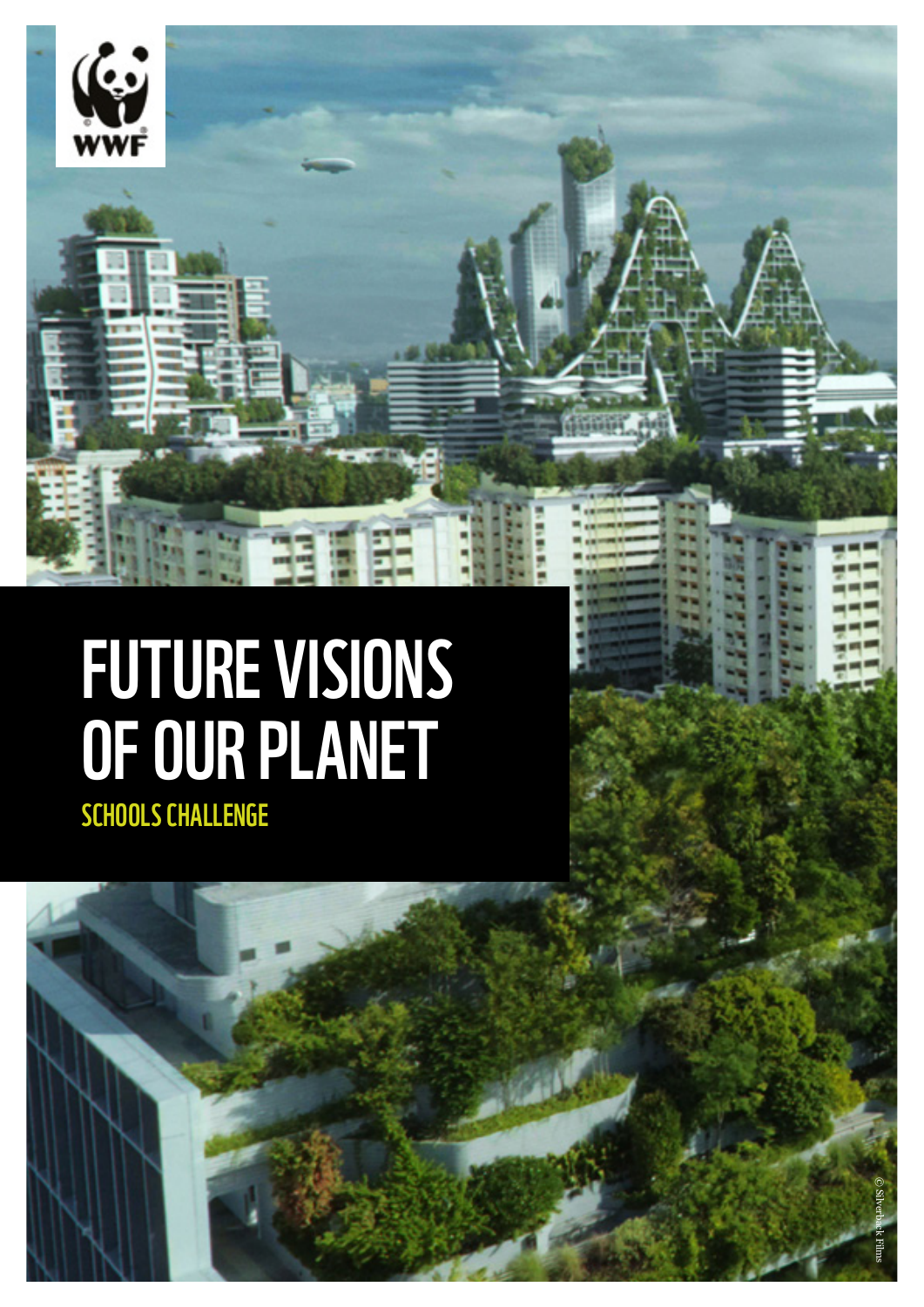WWF

# FUTURE VISIONS OF OUR PLANET

## SCHOOLS CHALLENGE

© Silverback Films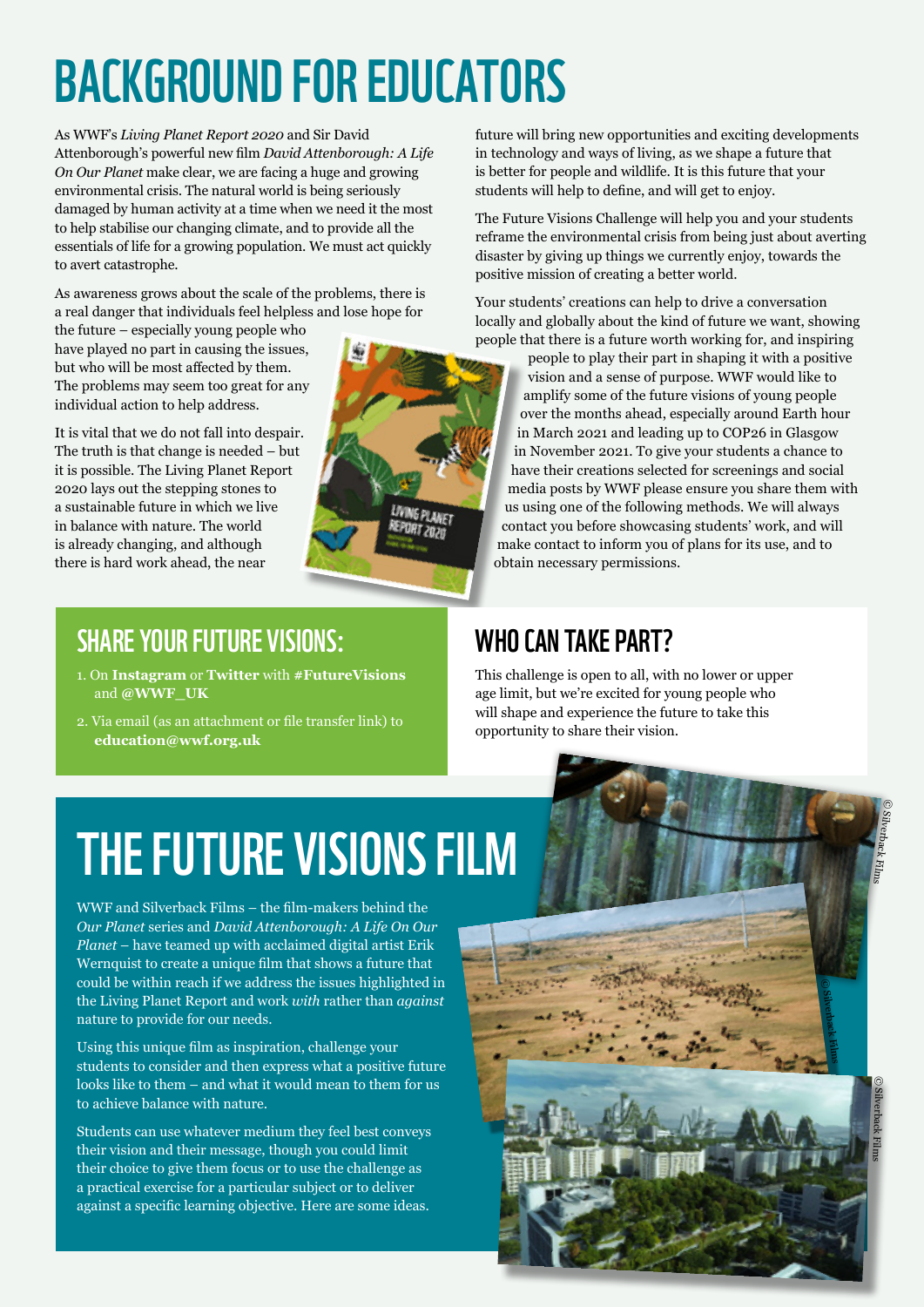# BACKGROUND FOR EDUCATORS

As WWF's *Living Planet Report 2020* and Sir David Attenborough's powerful new film *David Attenborough: A Life On Our Planet* make clear, we are facing a huge and growing environmental crisis. The natural world is being seriously damaged by human activity at a time when we need it the most to help stabilise our changing climate, and to provide all the essentials of life for a growing population. We must act quickly to avert catastrophe.

As awareness grows about the scale of the problems, there is a real danger that individuals feel helpless and lose hope for the future – especially young people who have played no part in causing the issues, but who will be most affected by them. The problems may seem too great for any individual action to help address.

It is vital that we do not fall into despair. The truth is that change is needed – but it is possible. The Living Planet Report 2020 lays out the stepping stones to a sustainable future in which we live in balance with nature. The world is already changing, and although there is hard work ahead, the near future will bring new opportunities and exciting developments in technology and ways of living, as we shape a future that is better for people and wildlife. It is this future that your students will help to define, and will get to enjoy.

The Future Visions Challenge will help you and your students reframe the environmental crisis from being just about averting disaster by giving up things we currently enjoy, towards the positive mission of creating a better world.

Your students' creations can help to drive a conversation locally and globally about the kind of future we want, showing people that there is a future worth working for, and inspiring people to play their part in shaping it with a positive vision and a sense of purpose. WWF would like to amplify some of the future visions of young people over the months ahead, especially around Earth hour in March 2021 and leading up to COP26 in Glasgow in November 2021. To give your students a chance to have their creations selected for screenings and social media posts by WWF please ensure you share them with us using one of the following methods. We will always contact you before showcasing students' work, and will make contact to inform you of plans for its use, and to obtain necessary permissions.

## SHARE YOUR FUTURE VISIONS:

1. On **Instagram** or **Twitter** with **#FutureVisions** and **@WWF_UK**
2. Via email (as an attachment or file transfer link) to **education@wwf.org.uk**

## WHO CAN TAKE PART?

This challenge is open to all, with no lower or upper age limit, but we're excited for young people who will shape and experience the future to take this opportunity to share their vision.

# THE FUTURE VISIONS FILM

WWF and Silverback Films – the film-makers behind the *Our Planet* series and *David Attenborough: A Life On Our Planet* – have teamed up with acclaimed digital artist Erik Wernquist to create a unique film that shows a future that could be within reach if we address the issues highlighted in the Living Planet Report and work *with* rather than *against* nature to provide for our needs.

Using this unique film as inspiration, challenge your students to consider and then express what a positive future looks like to them – and what it would mean to them for us to achieve balance with nature.

Students can use whatever medium they feel best conveys their vision and their message, though you could limit their choice to give them focus or to use the challenge as a practical exercise for a particular subject or to deliver against a specific learning objective. Here are some ideas.

© Silverback Films

© Silverback Films

© Silverback Films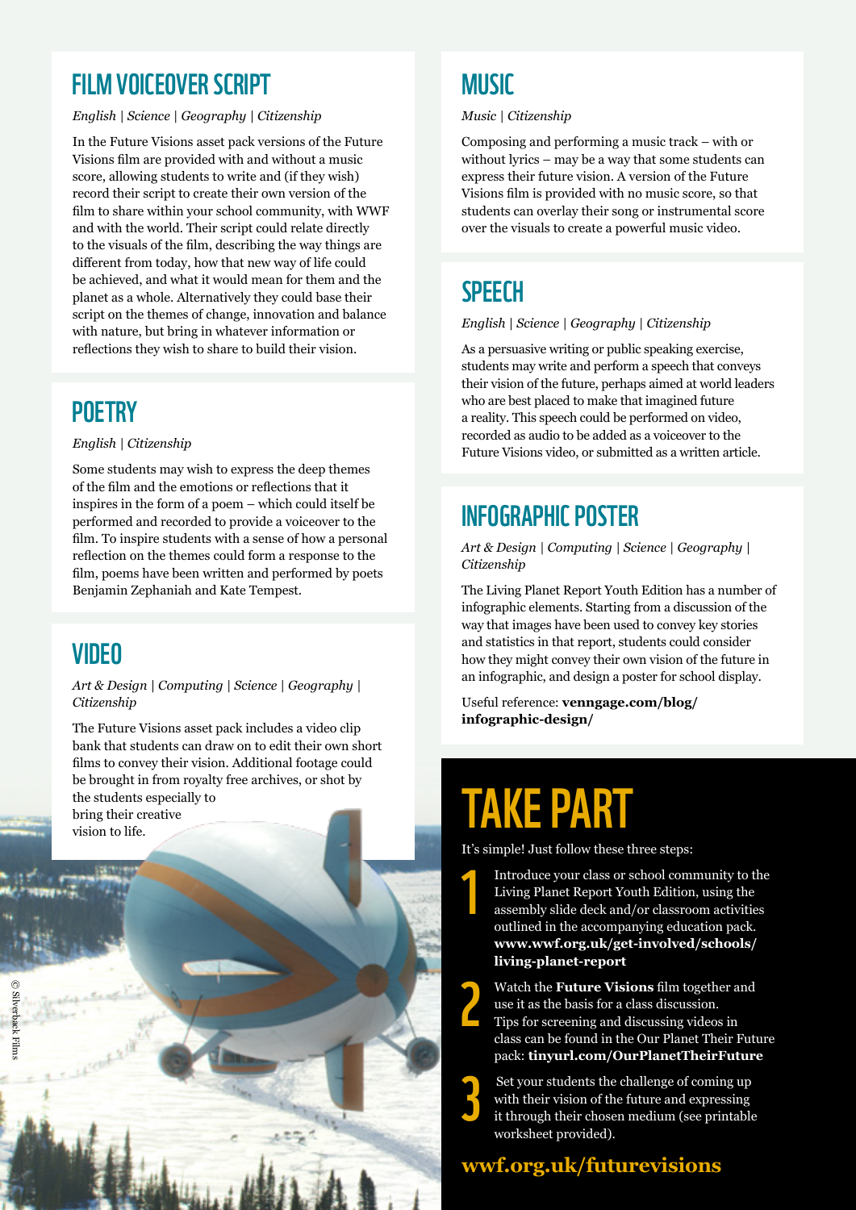## FILM VOICEOVER SCRIPT

*English | Science | Geography | Citizenship*

In the Future Visions asset pack versions of the Future Visions film are provided with and without a music score, allowing students to write and (if they wish) record their script to create their own version of the film to share within your school community, with WWF and with the world. Their script could relate directly to the visuals of the film, describing the way things are different from today, how that new way of life could be achieved, and what it would mean for them and the planet as a whole. Alternatively they could base their script on the themes of change, innovation and balance with nature, but bring in whatever information or reflections they wish to share to build their vision.

## POETRY

*English | Citizenship*

Some students may wish to express the deep themes of the film and the emotions or reflections that it inspires in the form of a poem – which could itself be performed and recorded to provide a voiceover to the film. To inspire students with a sense of how a personal reflection on the themes could form a response to the film, poems have been written and performed by poets Benjamin Zephaniah and Kate Tempest.

## VIDEO

*Art & Design | Computing | Science | Geography | Citizenship*

The Future Visions asset pack includes a video clip bank that students can draw on to edit their own short films to convey their vision. Additional footage could be brought in from royalty free archives, or shot by the students especially to bring their creative vision to life.

© Silverback Films

## MUSIC

*Music | Citizenship*

Composing and performing a music track – with or without lyrics – may be a way that some students can express their future vision. A version of the Future Visions film is provided with no music score, so that students can overlay their song or instrumental score over the visuals to create a powerful music video.

## SPEECH

*English | Science | Geography | Citizenship*

As a persuasive writing or public speaking exercise, students may write and perform a speech that conveys their vision of the future, perhaps aimed at world leaders who are best placed to make that imagined future a reality. This speech could be performed on video, recorded as audio to be added as a voiceover to the Future Visions video, or submitted as a written article.

## INFOGRAPHIC POSTER

*Art & Design | Computing | Science | Geography | Citizenship*

The Living Planet Report Youth Edition has a number of infographic elements. Starting from a discussion of the way that images have been used to convey key stories and statistics in that report, students could consider how they might convey their own vision of the future in an infographic, and design a poster for school display.

Useful reference: **venngage.com/blog/infographic-design/**

# TAKE PART

It's simple! Just follow these three steps:

1. Introduce your class or school community to the Living Planet Report Youth Edition, using the assembly slide deck and/or classroom activities outlined in the accompanying education pack. **www.wwf.org.uk/get-involved/schools/living-planet-report**
2. Watch the **Future Visions** film together and use it as the basis for a class discussion. Tips for screening and discussing videos in class can be found in the Our Planet Their Future pack: **tinyurl.com/OurPlanetTheirFuture**
3. Set your students the challenge of coming up with their vision of the future and expressing it through their chosen medium (see printable worksheet provided).

**wwf.org.uk/futurevisions**